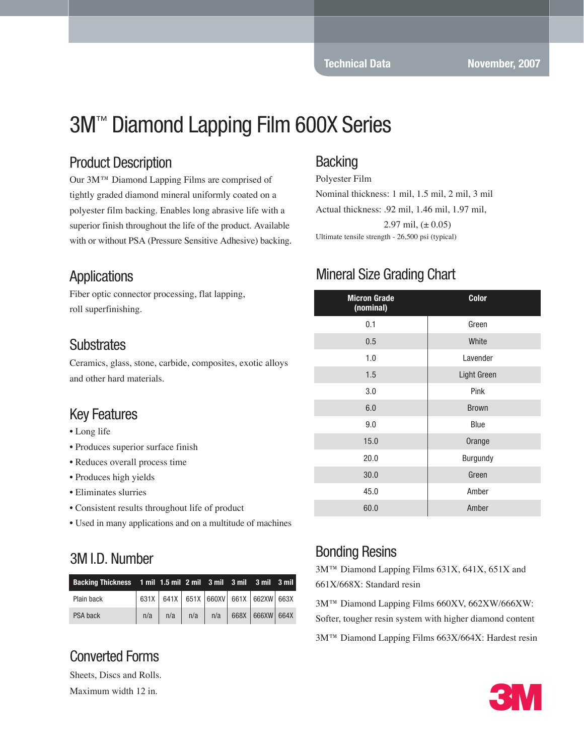Technical Data November, 2007

# 3M™ Diamond Lapping Film 600X Series

## Product Description

Our 3M™ Diamond Lapping Films are comprised of tightly graded diamond mineral uniformly coated on a polyester film backing. Enables long abrasive life with a superior finish throughout the life of the product. Available with or without PSA (Pressure Sensitive Adhesive) backing.

## Applications

Fiber optic connector processing, flat lapping, roll superfinishing.

## Substrates

Ceramics, glass, stone, carbide, composites, exotic alloys and other hard materials.

## Key Features

- Long life
- Produces superior surface finish
- Reduces overall process time
- Produces high yields
- Eliminates slurries
- Consistent results throughout life of product
- Used in many applications and on a multitude of machines

## 3M I.D. Number

| Backing Thickness | 1 mil | 1.5 mil | 2 mil | 3 mil | 3 mil | 3 mil | 3 mil |
|---|---|---|---|---|---|---|---|
| Plain back | 631X | 641X | 651X | 660XV | 661X | 662XW | 663X |
| PSA back | n/a | n/a | n/a | n/a | 668X | 666XW | 664X |

## Converted Forms

Sheets, Discs and Rolls.

Maximum width 12 in.

## Backing

Polyester Film

Nominal thickness: 1 mil, 1.5 mil, 2 mil, 3 mil

Actual thickness: .92 mil, 1.46 mil, 1.97 mil, 2.97 mil, (± 0.05)

Ultimate tensile strength - 26,500 psi (typical)

## Mineral Size Grading Chart

| Micron Grade (nominal) | Color |
|---|---|
| 0.1 | Green |
| 0.5 | White |
| 1.0 | Lavender |
| 1.5 | Light Green |
| 3.0 | Pink |
| 6.0 | Brown |
| 9.0 | Blue |
| 15.0 | Orange |
| 20.0 | Burgundy |
| 30.0 | Green |
| 45.0 | Amber |
| 60.0 | Amber |

## Bonding Resins

3M™ Diamond Lapping Films 631X, 641X, 651X and 661X/668X: Standard resin

3M™ Diamond Lapping Films 660XV, 662XW/666XW: Softer, tougher resin system with higher diamond content

3M™ Diamond Lapping Films 663X/664X: Hardest resin

3M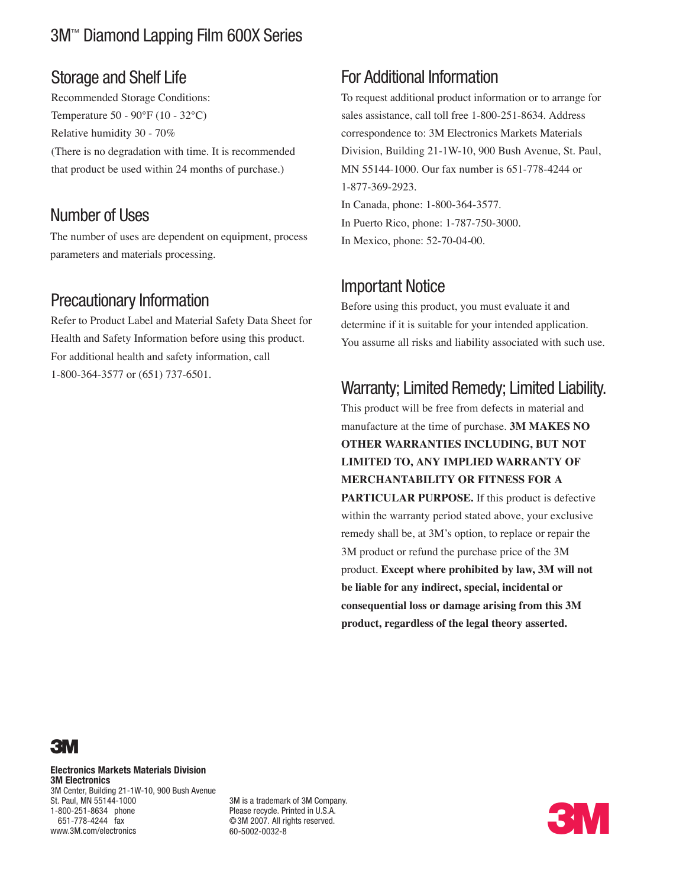# 3M™ Diamond Lapping Film 600X Series

## Storage and Shelf Life

Recommended Storage Conditions:
Temperature 50 - 90°F (10 - 32°C)
Relative humidity 30 - 70%
(There is no degradation with time. It is recommended that product be used within 24 months of purchase.)

## Number of Uses

The number of uses are dependent on equipment, process parameters and materials processing.

## Precautionary Information

Refer to Product Label and Material Safety Data Sheet for Health and Safety Information before using this product. For additional health and safety information, call 1-800-364-3577 or (651) 737-6501.

## For Additional Information

To request additional product information or to arrange for sales assistance, call toll free 1-800-251-8634. Address correspondence to: 3M Electronics Markets Materials Division, Building 21-1W-10, 900 Bush Avenue, St. Paul, MN 55144-1000. Our fax number is 651-778-4244 or 1-877-369-2923.
In Canada, phone: 1-800-364-3577.
In Puerto Rico, phone: 1-787-750-3000.
In Mexico, phone: 52-70-04-00.

## Important Notice

Before using this product, you must evaluate it and determine if it is suitable for your intended application. You assume all risks and liability associated with such use.

## Warranty; Limited Remedy; Limited Liability.

This product will be free from defects in material and manufacture at the time of purchase. **3M MAKES NO OTHER WARRANTIES INCLUDING, BUT NOT LIMITED TO, ANY IMPLIED WARRANTY OF MERCHANTABILITY OR FITNESS FOR A PARTICULAR PURPOSE.** If this product is defective within the warranty period stated above, your exclusive remedy shall be, at 3M's option, to replace or repair the 3M product or refund the purchase price of the 3M product. **Except where prohibited by law, 3M will not be liable for any indirect, special, incidental or consequential loss or damage arising from this 3M product, regardless of the legal theory asserted.**

3M

**Electronics Markets Materials Division**
**3M Electronics**
3M Center, Building 21-1W-10, 900 Bush Avenue
St. Paul, MN 55144-1000
1-800-251-8634 phone
651-778-4244 fax
www.3M.com/electronics

3M is a trademark of 3M Company.
Please recycle. Printed in U.S.A.
©3M 2007. All rights reserved.
60-5002-0032-8

3M